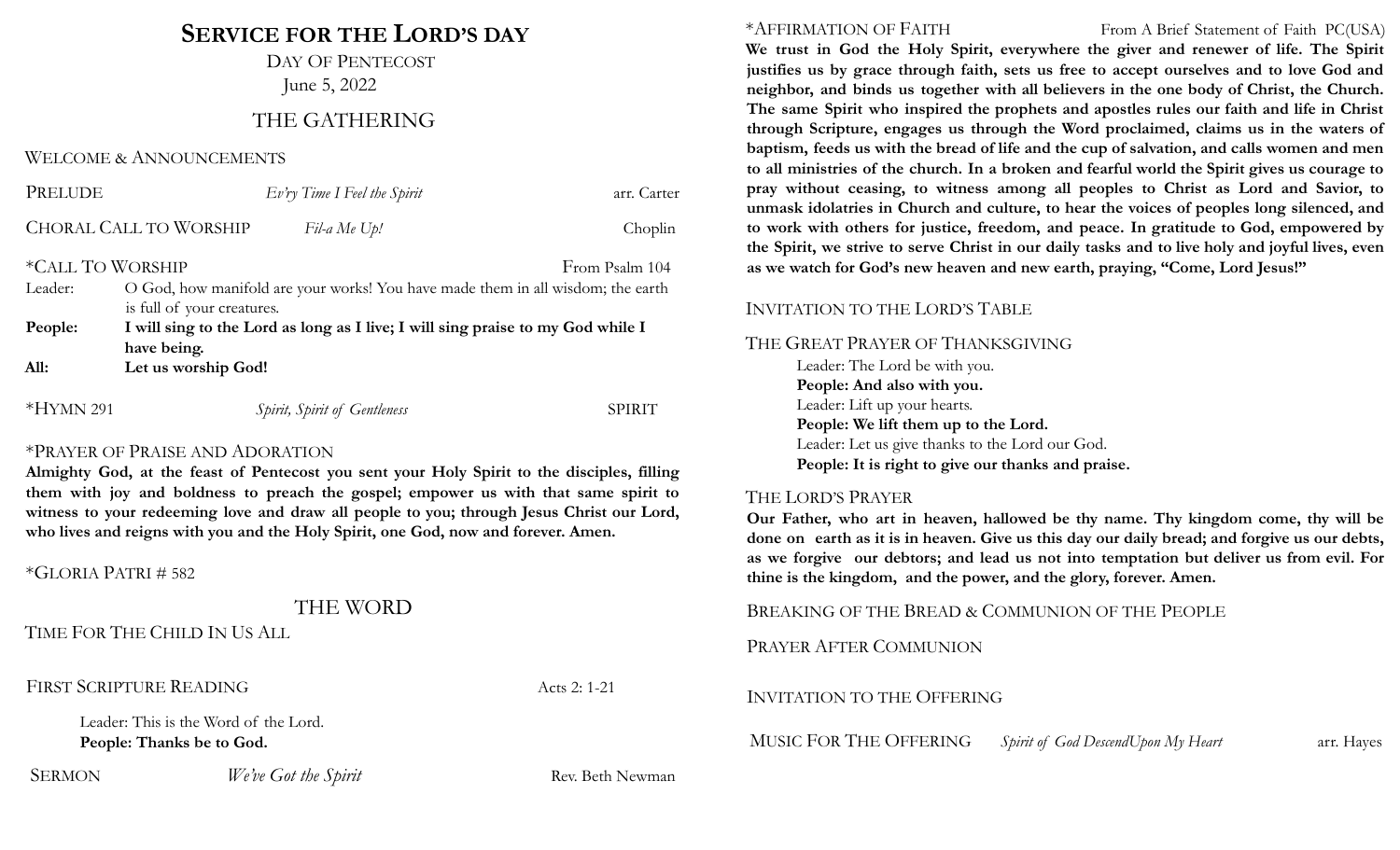# Service for the Lord's Day

Day of Pentecost

June 5, 2022

## THE GATHERING

Welcome & Announcements

Prelude *Ev'ry Time I Feel the Spirit* arr. Carter

Choral Call to Worship *Fil-a Me Up!* Choplin

*Call To Worship From Psalm 104

Leader: O God, how manifold are your works! You have made them in all wisdom; the earth is full of your creatures.

**People: I will sing to the Lord as long as I live; I will sing praise to my God while I have being.**

**All: Let us worship God!**

*Hymn 291 *Spirit, Spirit of Gentleness* SPIRIT

*Prayer of Praise and Adoration

**Almighty God, at the feast of Pentecost you sent your Holy Spirit to the disciples, filling them with joy and boldness to preach the gospel; empower us with that same spirit to witness to your redeeming love and draw all people to you; through Jesus Christ our Lord, who lives and reigns with you and the Holy Spirit, one God, now and forever. Amen.**

*Gloria Patri # 582

## THE WORD

Time For The Child In Us All

First Scripture Reading Acts 2: 1-21

Leader: This is the Word of the Lord.

**People: Thanks be to God.**

Sermon *We've Got the Spirit* Rev. Beth Newman

*Affirmation of Faith From A Brief Statement of Faith PC(USA)

**We trust in God the Holy Spirit, everywhere the giver and renewer of life. The Spirit justifies us by grace through faith, sets us free to accept ourselves and to love God and neighbor, and binds us together with all believers in the one body of Christ, the Church. The same Spirit who inspired the prophets and apostles rules our faith and life in Christ through Scripture, engages us through the Word proclaimed, claims us in the waters of baptism, feeds us with the bread of life and the cup of salvation, and calls women and men to all ministries of the church. In a broken and fearful world the Spirit gives us courage to pray without ceasing, to witness among all peoples to Christ as Lord and Savior, to unmask idolatries in Church and culture, to hear the voices of peoples long silenced, and to work with others for justice, freedom, and peace. In gratitude to God, empowered by the Spirit, we strive to serve Christ in our daily tasks and to live holy and joyful lives, even as we watch for God's new heaven and new earth, praying, "Come, Lord Jesus!"**

Invitation to the Lord's Table

The Great Prayer of Thanksgiving

Leader: The Lord be with you.

**People: And also with you.**

Leader: Lift up your hearts.

**People: We lift them up to the Lord.**

Leader: Let us give thanks to the Lord our God.

**People: It is right to give our thanks and praise.**

The Lord's Prayer

**Our Father, who art in heaven, hallowed be thy name. Thy kingdom come, thy will be done on earth as it is in heaven. Give us this day our daily bread; and forgive us our debts, as we forgive our debtors; and lead us not into temptation but deliver us from evil. For thine is the kingdom, and the power, and the glory, forever. Amen.**

Breaking of the Bread & Communion of the People

Prayer After Communion

Invitation to the Offering

Music For The Offering *Spirit of God DescendUpon My Heart* arr. Hayes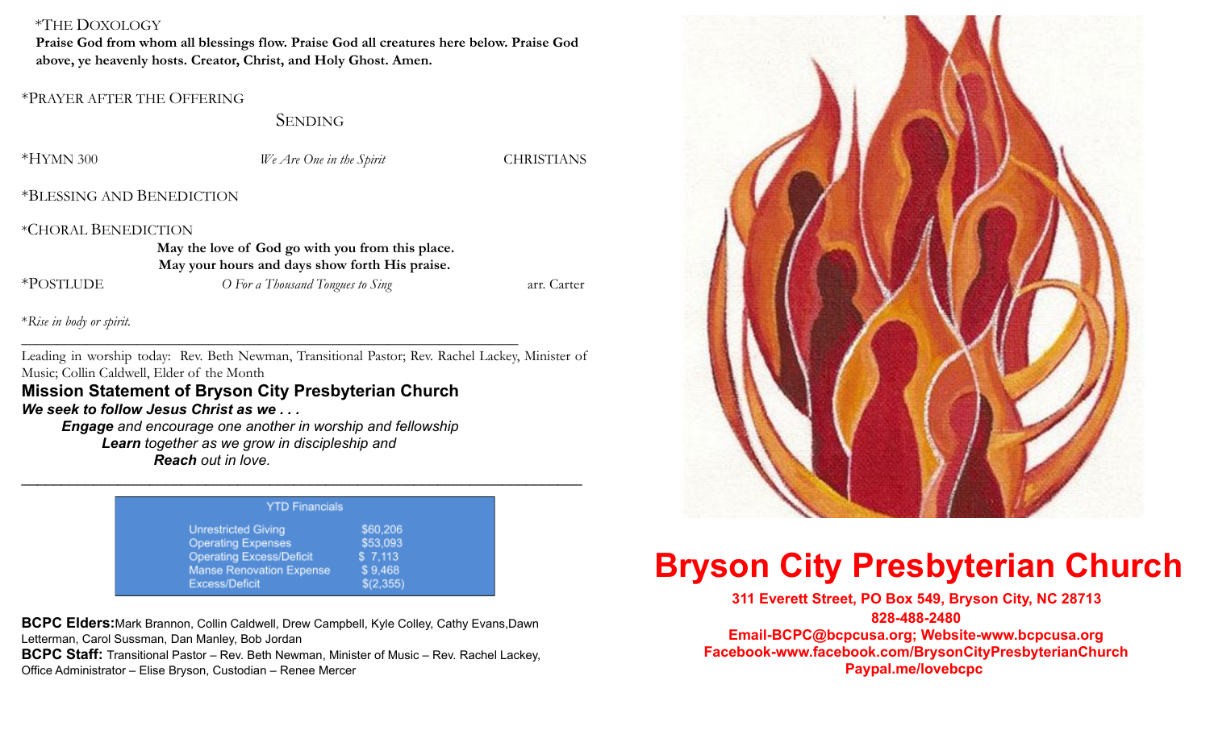\*THE DOXOLOGY

**Praise God from whom all blessings flow. Praise God all creatures here below. Praise God above, ye heavenly hosts. Creator, Christ, and Holy Ghost. Amen.**

\*PRAYER AFTER THE OFFERING

## SENDING

\*HYMN 300 *We Are One in the Spirit* CHRISTIANS

\*BLESSING AND BENEDICTION

\*CHORAL BENEDICTION

**May the love of God go with you from this place.**
**May your hours and days show forth His praise.**

\*POSTLUDE *O For a Thousand Tongues to Sing* arr. Carter

\**Rise in body or spirit.*

---

Leading in worship today: Rev. Beth Newman, Transitional Pastor; Rev. Rachel Lackey, Minister of Music; Collin Caldwell, Elder of the Month

### Mission Statement of Bryson City Presbyterian Church

***We seek to follow Jesus Christ as we . . .***

***Engage** and encourage one another in worship and fellowship*
***Learn** together as we grow in discipleship and*
***Reach** out in love.*

---

| YTD Financials | |
|---|---|
| Unrestricted Giving | $60,206 |
| Operating Expenses | $53,093 |
| Operating Excess/Deficit | $ 7,113 |
| Manse Renovation Expense | $ 9,468 |
| Excess/Deficit | $(2,355) |

**BCPC Elders:** Mark Brannon, Collin Caldwell, Drew Campbell, Kyle Colley, Cathy Evans, Dawn Letterman, Carol Sussman, Dan Manley, Bob Jordan

**BCPC Staff:** Transitional Pastor – Rev. Beth Newman, Minister of Music – Rev. Rachel Lackey, Office Administrator – Elise Bryson, Custodian – Renee Mercer

# Bryson City Presbyterian Church

**311 Everett Street, PO Box 549, Bryson City, NC 28713**
**828-488-2480**
**Email-BCPC@bcpcusa.org; Website-www.bcpcusa.org**
**Facebook-www.facebook.com/BrysonCityPresbyterianChurch**
**Paypal.me/lovebcpc**